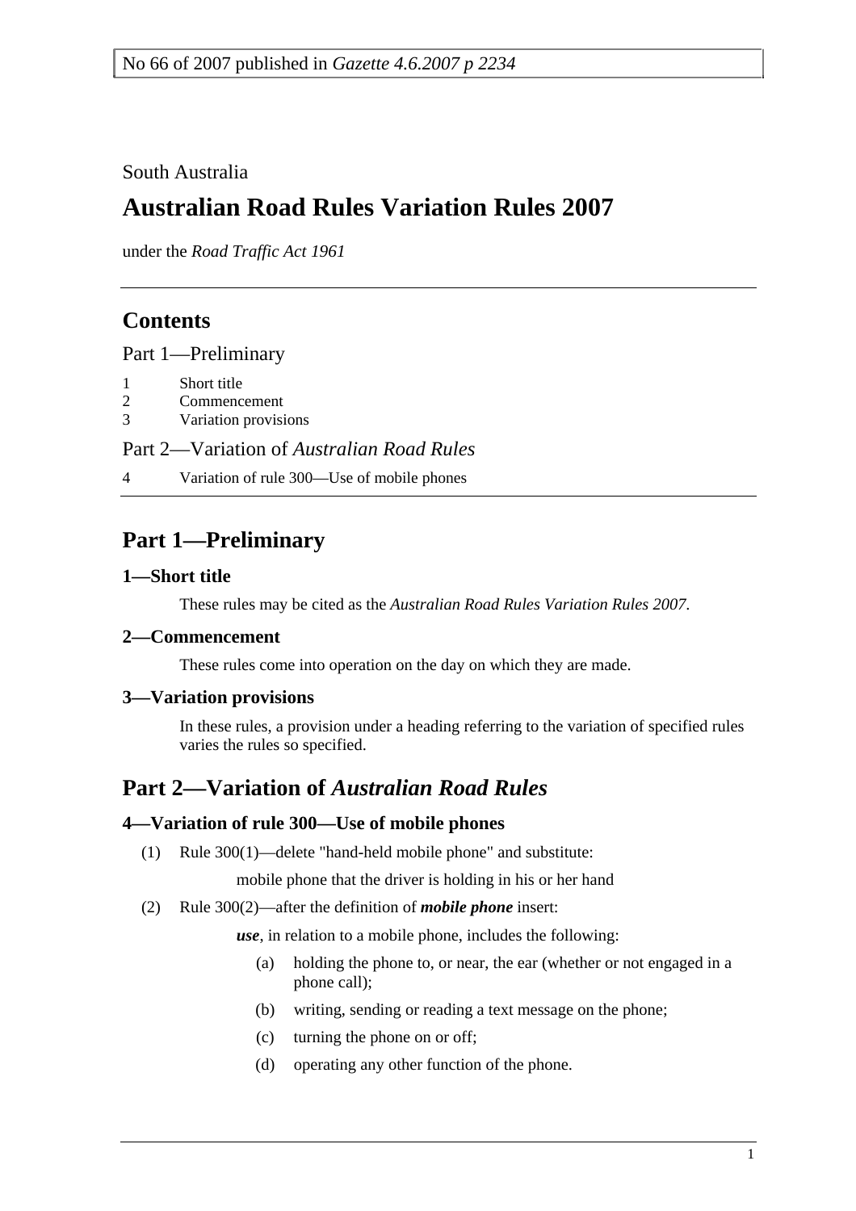No 66 of 2007 published in *Gazette 4.6.2007 p 2234*

South Australia

# Australian Road Rules Variation Rules 2007

under the *Road Traffic Act 1961*

## Contents

Part 1—Preliminary

1 Short title
2 Commencement
3 Variation provisions

Part 2—Variation of *Australian Road Rules*

4 Variation of rule 300—Use of mobile phones

## Part 1—Preliminary

### 1—Short title

These rules may be cited as the *Australian Road Rules Variation Rules 2007*.

### 2—Commencement

These rules come into operation on the day on which they are made.

### 3—Variation provisions

In these rules, a provision under a heading referring to the variation of specified rules varies the rules so specified.

## Part 2—Variation of *Australian Road Rules*

### 4—Variation of rule 300—Use of mobile phones

(1) Rule 300(1)—delete "hand-held mobile phone" and substitute:

mobile phone that the driver is holding in his or her hand

(2) Rule 300(2)—after the definition of ***mobile phone*** insert:

***use***, in relation to a mobile phone, includes the following:

(a) holding the phone to, or near, the ear (whether or not engaged in a phone call);

(b) writing, sending or reading a text message on the phone;

(c) turning the phone on or off;

(d) operating any other function of the phone.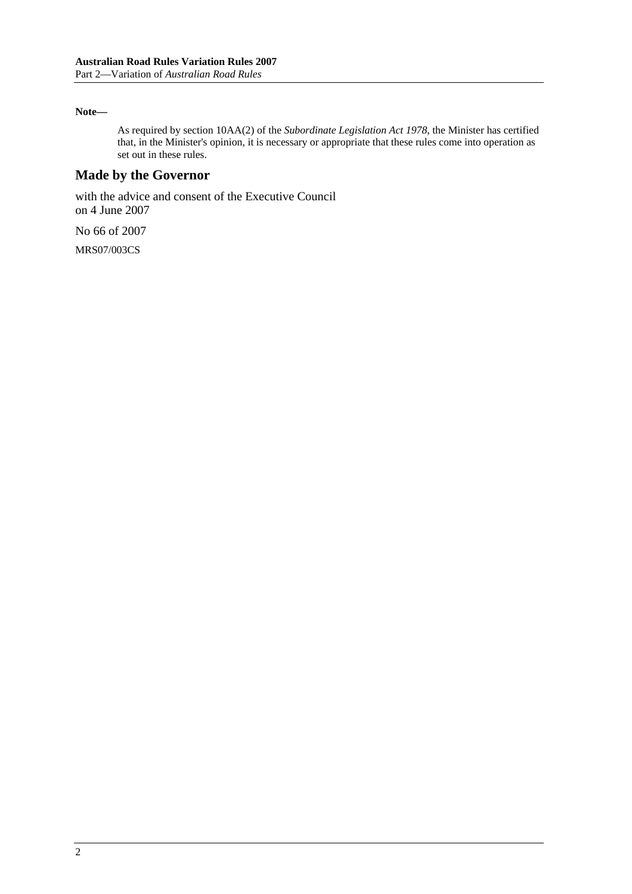**Note—**

As required by section 10AA(2) of the *Subordinate Legislation Act 1978*, the Minister has certified that, in the Minister's opinion, it is necessary or appropriate that these rules come into operation as set out in these rules.

## Made by the Governor

with the advice and consent of the Executive Council on 4 June 2007

No 66 of 2007

MRS07/003CS